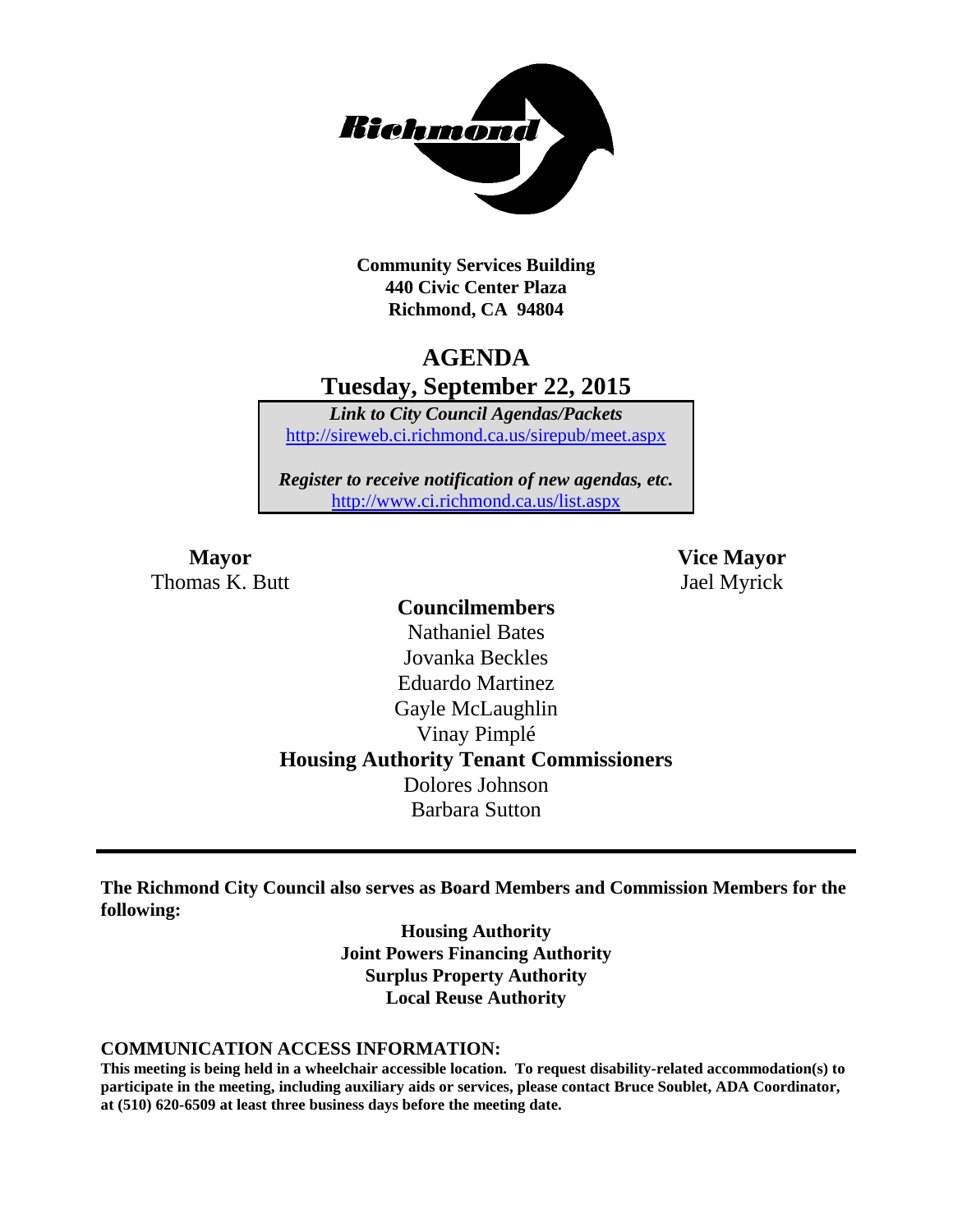**Community Services Building**
**440 Civic Center Plaza**
**Richmond, CA 94804**

# AGENDA
## Tuesday, September 22, 2015

***Link to City Council Agendas/Packets***
http://sireweb.ci.richmond.ca.us/sirepub/meet.aspx

***Register to receive notification of new agendas, etc.***
http://www.ci.richmond.ca.us/list.aspx

**Mayor**
Thomas K. Butt

**Vice Mayor**
Jael Myrick

**Councilmembers**
Nathaniel Bates
Jovanka Beckles
Eduardo Martinez
Gayle McLaughlin
Vinay Pimplé

**Housing Authority Tenant Commissioners**
Dolores Johnson
Barbara Sutton

---

**The Richmond City Council also serves as Board Members and Commission Members for the following:**

**Housing Authority**
**Joint Powers Financing Authority**
**Surplus Property Authority**
**Local Reuse Authority**

**COMMUNICATION ACCESS INFORMATION:**
**This meeting is being held in a wheelchair accessible location. To request disability-related accommodation(s) to participate in the meeting, including auxiliary aids or services, please contact Bruce Soublet, ADA Coordinator, at (510) 620-6509 at least three business days before the meeting date.**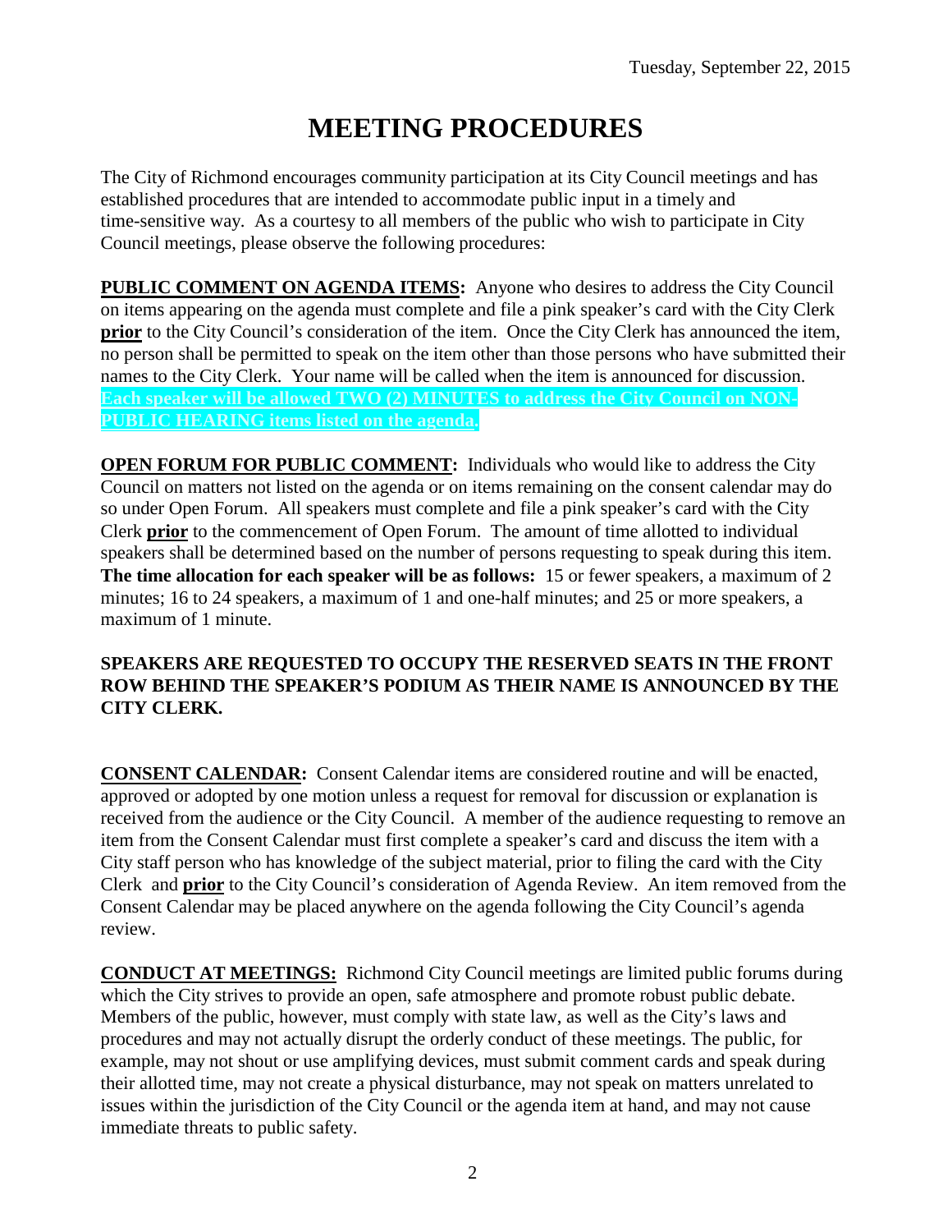# MEETING PROCEDURES

The City of Richmond encourages community participation at its City Council meetings and has established procedures that are intended to accommodate public input in a timely and time-sensitive way. As a courtesy to all members of the public who wish to participate in City Council meetings, please observe the following procedures:

**PUBLIC COMMENT ON AGENDA ITEMS:** Anyone who desires to address the City Council on items appearing on the agenda must complete and file a pink speaker's card with the City Clerk **prior** to the City Council's consideration of the item. Once the City Clerk has announced the item, no person shall be permitted to speak on the item other than those persons who have submitted their names to the City Clerk. Your name will be called when the item is announced for discussion. **Each speaker will be allowed TWO (2) MINUTES to address the City Council on NON-PUBLIC HEARING items listed on the agenda.**

**OPEN FORUM FOR PUBLIC COMMENT:** Individuals who would like to address the City Council on matters not listed on the agenda or on items remaining on the consent calendar may do so under Open Forum. All speakers must complete and file a pink speaker's card with the City Clerk **prior** to the commencement of Open Forum. The amount of time allotted to individual speakers shall be determined based on the number of persons requesting to speak during this item. **The time allocation for each speaker will be as follows:** 15 or fewer speakers, a maximum of 2 minutes; 16 to 24 speakers, a maximum of 1 and one-half minutes; and 25 or more speakers, a maximum of 1 minute.

**SPEAKERS ARE REQUESTED TO OCCUPY THE RESERVED SEATS IN THE FRONT ROW BEHIND THE SPEAKER'S PODIUM AS THEIR NAME IS ANNOUNCED BY THE CITY CLERK.**

**CONSENT CALENDAR:** Consent Calendar items are considered routine and will be enacted, approved or adopted by one motion unless a request for removal for discussion or explanation is received from the audience or the City Council. A member of the audience requesting to remove an item from the Consent Calendar must first complete a speaker's card and discuss the item with a City staff person who has knowledge of the subject material, prior to filing the card with the City Clerk and **prior** to the City Council's consideration of Agenda Review. An item removed from the Consent Calendar may be placed anywhere on the agenda following the City Council's agenda review.

**CONDUCT AT MEETINGS:** Richmond City Council meetings are limited public forums during which the City strives to provide an open, safe atmosphere and promote robust public debate. Members of the public, however, must comply with state law, as well as the City's laws and procedures and may not actually disrupt the orderly conduct of these meetings. The public, for example, may not shout or use amplifying devices, must submit comment cards and speak during their allotted time, may not create a physical disturbance, may not speak on matters unrelated to issues within the jurisdiction of the City Council or the agenda item at hand, and may not cause immediate threats to public safety.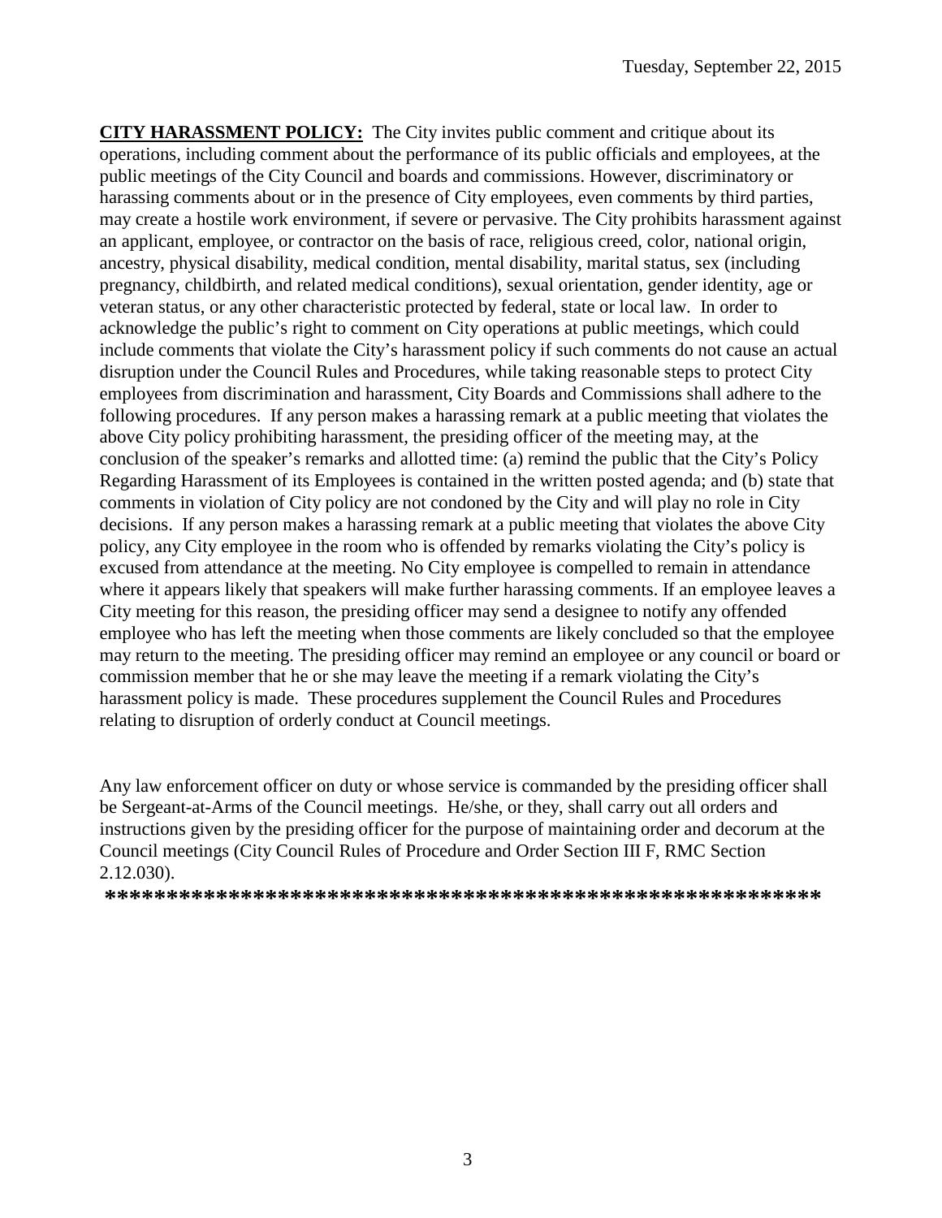**CITY HARASSMENT POLICY:** The City invites public comment and critique about its operations, including comment about the performance of its public officials and employees, at the public meetings of the City Council and boards and commissions. However, discriminatory or harassing comments about or in the presence of City employees, even comments by third parties, may create a hostile work environment, if severe or pervasive. The City prohibits harassment against an applicant, employee, or contractor on the basis of race, religious creed, color, national origin, ancestry, physical disability, medical condition, mental disability, marital status, sex (including pregnancy, childbirth, and related medical conditions), sexual orientation, gender identity, age or veteran status, or any other characteristic protected by federal, state or local law. In order to acknowledge the public's right to comment on City operations at public meetings, which could include comments that violate the City's harassment policy if such comments do not cause an actual disruption under the Council Rules and Procedures, while taking reasonable steps to protect City employees from discrimination and harassment, City Boards and Commissions shall adhere to the following procedures. If any person makes a harassing remark at a public meeting that violates the above City policy prohibiting harassment, the presiding officer of the meeting may, at the conclusion of the speaker's remarks and allotted time: (a) remind the public that the City's Policy Regarding Harassment of its Employees is contained in the written posted agenda; and (b) state that comments in violation of City policy are not condoned by the City and will play no role in City decisions. If any person makes a harassing remark at a public meeting that violates the above City policy, any City employee in the room who is offended by remarks violating the City's policy is excused from attendance at the meeting. No City employee is compelled to remain in attendance where it appears likely that speakers will make further harassing comments. If an employee leaves a City meeting for this reason, the presiding officer may send a designee to notify any offended employee who has left the meeting when those comments are likely concluded so that the employee may return to the meeting. The presiding officer may remind an employee or any council or board or commission member that he or she may leave the meeting if a remark violating the City's harassment policy is made. These procedures supplement the Council Rules and Procedures relating to disruption of orderly conduct at Council meetings.

Any law enforcement officer on duty or whose service is commanded by the presiding officer shall be Sergeant-at-Arms of the Council meetings. He/she, or they, shall carry out all orders and instructions given by the presiding officer for the purpose of maintaining order and decorum at the Council meetings (City Council Rules of Procedure and Order Section III F, RMC Section 2.12.030).

**\*\*\*\*\*\*\*\*\*\*\*\*\*\*\*\*\*\*\*\*\*\*\*\*\*\*\*\*\*\*\*\*\*\*\*\*\*\*\*\*\*\*\*\*\*\*\*\*\*\*\*\*\*\*\*\*\*\*\*\***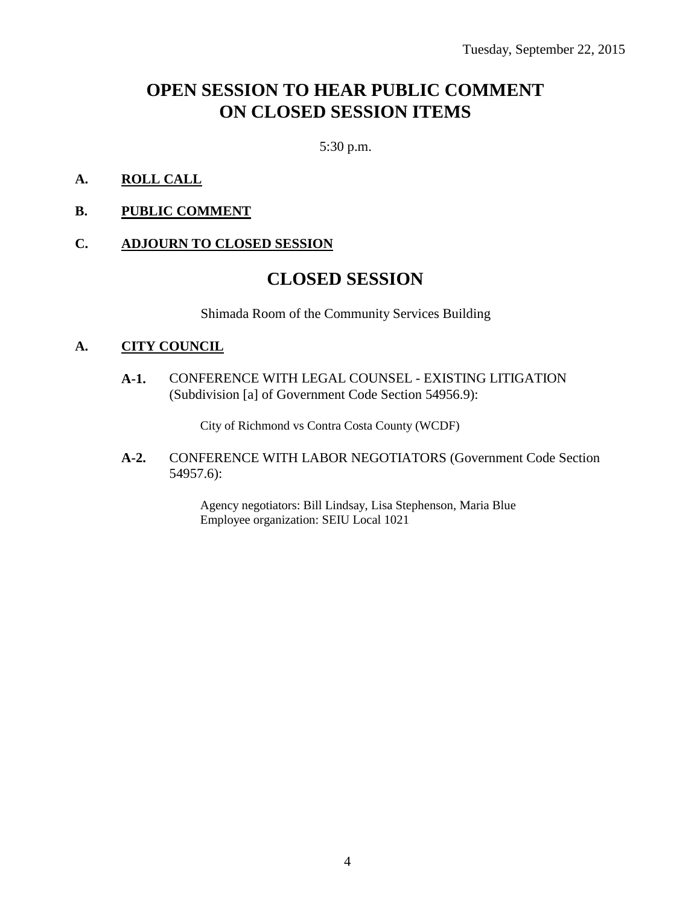Tuesday, September 22, 2015

# OPEN SESSION TO HEAR PUBLIC COMMENT ON CLOSED SESSION ITEMS

5:30 p.m.

**A. ROLL CALL**

**B. PUBLIC COMMENT**

**C. ADJOURN TO CLOSED SESSION**

# CLOSED SESSION

Shimada Room of the Community Services Building

**A. CITY COUNCIL**

**A-1.** CONFERENCE WITH LEGAL COUNSEL - EXISTING LITIGATION (Subdivision [a] of Government Code Section 54956.9):

City of Richmond vs Contra Costa County (WCDF)

**A-2.** CONFERENCE WITH LABOR NEGOTIATORS (Government Code Section 54957.6):

Agency negotiators: Bill Lindsay, Lisa Stephenson, Maria Blue
Employee organization: SEIU Local 1021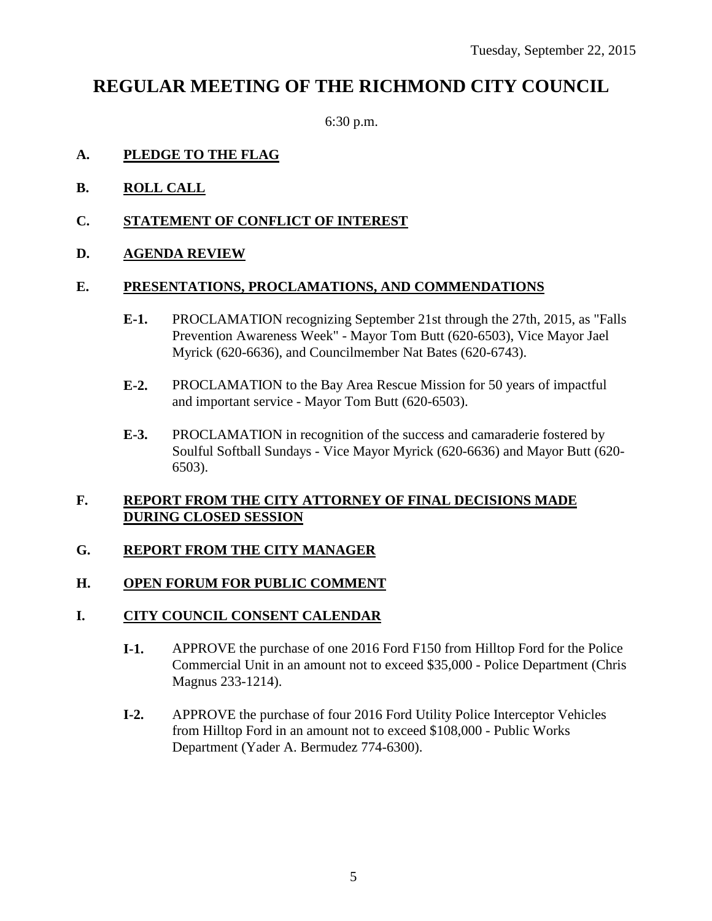Tuesday, September 22, 2015

# REGULAR MEETING OF THE RICHMOND CITY COUNCIL

6:30 p.m.

**A. PLEDGE TO THE FLAG**

**B. ROLL CALL**

**C. STATEMENT OF CONFLICT OF INTEREST**

**D. AGENDA REVIEW**

**E. PRESENTATIONS, PROCLAMATIONS, AND COMMENDATIONS**

- **E-1.** PROCLAMATION recognizing September 21st through the 27th, 2015, as "Falls Prevention Awareness Week" - Mayor Tom Butt (620-6503), Vice Mayor Jael Myrick (620-6636), and Councilmember Nat Bates (620-6743).

- **E-2.** PROCLAMATION to the Bay Area Rescue Mission for 50 years of impactful and important service - Mayor Tom Butt (620-6503).

- **E-3.** PROCLAMATION in recognition of the success and camaraderie fostered by Soulful Softball Sundays - Vice Mayor Myrick (620-6636) and Mayor Butt (620-6503).

**F. REPORT FROM THE CITY ATTORNEY OF FINAL DECISIONS MADE DURING CLOSED SESSION**

**G. REPORT FROM THE CITY MANAGER**

**H. OPEN FORUM FOR PUBLIC COMMENT**

**I. CITY COUNCIL CONSENT CALENDAR**

- **I-1.** APPROVE the purchase of one 2016 Ford F150 from Hilltop Ford for the Police Commercial Unit in an amount not to exceed $35,000 - Police Department (Chris Magnus 233-1214).

- **I-2.** APPROVE the purchase of four 2016 Ford Utility Police Interceptor Vehicles from Hilltop Ford in an amount not to exceed $108,000 - Public Works Department (Yader A. Bermudez 774-6300).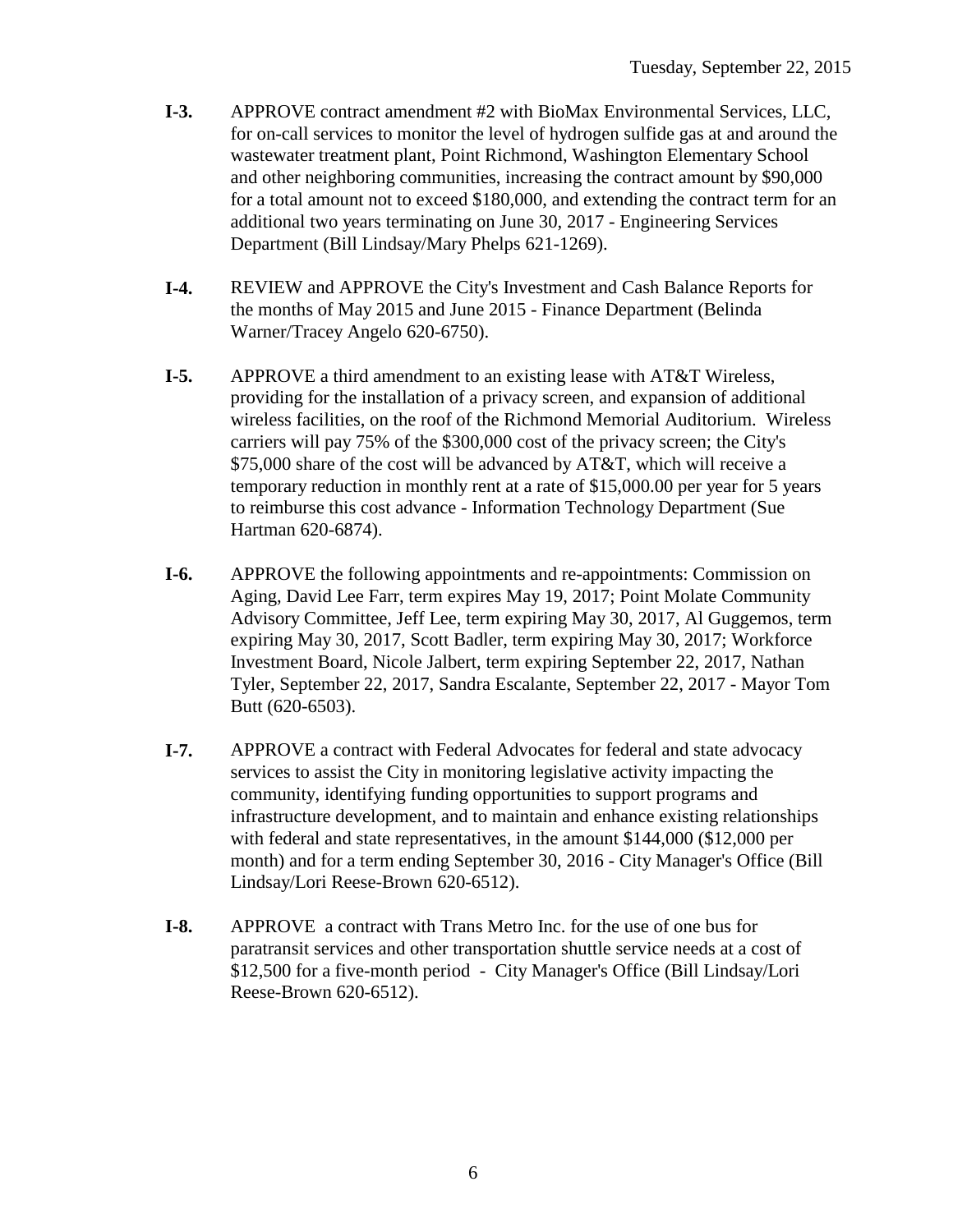**I-3.** APPROVE contract amendment #2 with BioMax Environmental Services, LLC, for on-call services to monitor the level of hydrogen sulfide gas at and around the wastewater treatment plant, Point Richmond, Washington Elementary School and other neighboring communities, increasing the contract amount by $90,000 for a total amount not to exceed $180,000, and extending the contract term for an additional two years terminating on June 30, 2017 - Engineering Services Department (Bill Lindsay/Mary Phelps 621-1269).

**I-4.** REVIEW and APPROVE the City's Investment and Cash Balance Reports for the months of May 2015 and June 2015 - Finance Department (Belinda Warner/Tracey Angelo 620-6750).

**I-5.** APPROVE a third amendment to an existing lease with AT&T Wireless, providing for the installation of a privacy screen, and expansion of additional wireless facilities, on the roof of the Richmond Memorial Auditorium. Wireless carriers will pay 75% of the $300,000 cost of the privacy screen; the City's $75,000 share of the cost will be advanced by AT&T, which will receive a temporary reduction in monthly rent at a rate of $15,000.00 per year for 5 years to reimburse this cost advance - Information Technology Department (Sue Hartman 620-6874).

**I-6.** APPROVE the following appointments and re-appointments: Commission on Aging, David Lee Farr, term expires May 19, 2017; Point Molate Community Advisory Committee, Jeff Lee, term expiring May 30, 2017, Al Guggemos, term expiring May 30, 2017, Scott Badler, term expiring May 30, 2017; Workforce Investment Board, Nicole Jalbert, term expiring September 22, 2017, Nathan Tyler, September 22, 2017, Sandra Escalante, September 22, 2017 - Mayor Tom Butt (620-6503).

**I-7.** APPROVE a contract with Federal Advocates for federal and state advocacy services to assist the City in monitoring legislative activity impacting the community, identifying funding opportunities to support programs and infrastructure development, and to maintain and enhance existing relationships with federal and state representatives, in the amount $144,000 ($12,000 per month) and for a term ending September 30, 2016 - City Manager's Office (Bill Lindsay/Lori Reese-Brown 620-6512).

**I-8.** APPROVE a contract with Trans Metro Inc. for the use of one bus for paratransit services and other transportation shuttle service needs at a cost of $12,500 for a five-month period - City Manager's Office (Bill Lindsay/Lori Reese-Brown 620-6512).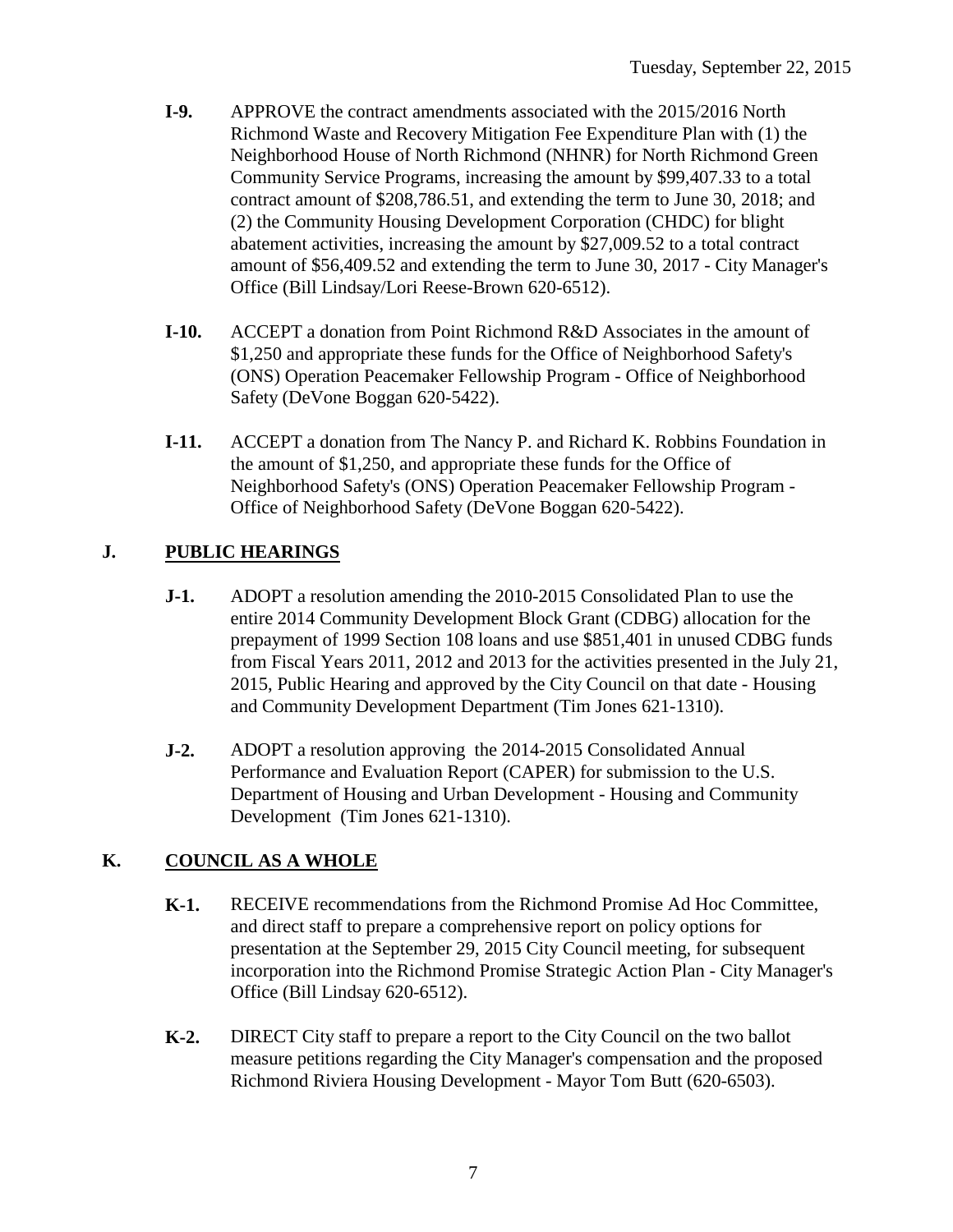**I-9.** APPROVE the contract amendments associated with the 2015/2016 North Richmond Waste and Recovery Mitigation Fee Expenditure Plan with (1) the Neighborhood House of North Richmond (NHNR) for North Richmond Green Community Service Programs, increasing the amount by $99,407.33 to a total contract amount of $208,786.51, and extending the term to June 30, 2018; and (2) the Community Housing Development Corporation (CHDC) for blight abatement activities, increasing the amount by $27,009.52 to a total contract amount of $56,409.52 and extending the term to June 30, 2017 - City Manager's Office (Bill Lindsay/Lori Reese-Brown 620-6512).

**I-10.** ACCEPT a donation from Point Richmond R&D Associates in the amount of $1,250 and appropriate these funds for the Office of Neighborhood Safety's (ONS) Operation Peacemaker Fellowship Program - Office of Neighborhood Safety (DeVone Boggan 620-5422).

**I-11.** ACCEPT a donation from The Nancy P. and Richard K. Robbins Foundation in the amount of $1,250, and appropriate these funds for the Office of Neighborhood Safety's (ONS) Operation Peacemaker Fellowship Program - Office of Neighborhood Safety (DeVone Boggan 620-5422).

## J. PUBLIC HEARINGS

**J-1.** ADOPT a resolution amending the 2010-2015 Consolidated Plan to use the entire 2014 Community Development Block Grant (CDBG) allocation for the prepayment of 1999 Section 108 loans and use $851,401 in unused CDBG funds from Fiscal Years 2011, 2012 and 2013 for the activities presented in the July 21, 2015, Public Hearing and approved by the City Council on that date - Housing and Community Development Department (Tim Jones 621-1310).

**J-2.** ADOPT a resolution approving the 2014-2015 Consolidated Annual Performance and Evaluation Report (CAPER) for submission to the U.S. Department of Housing and Urban Development - Housing and Community Development (Tim Jones 621-1310).

## K. COUNCIL AS A WHOLE

**K-1.** RECEIVE recommendations from the Richmond Promise Ad Hoc Committee, and direct staff to prepare a comprehensive report on policy options for presentation at the September 29, 2015 City Council meeting, for subsequent incorporation into the Richmond Promise Strategic Action Plan - City Manager's Office (Bill Lindsay 620-6512).

**K-2.** DIRECT City staff to prepare a report to the City Council on the two ballot measure petitions regarding the City Manager's compensation and the proposed Richmond Riviera Housing Development - Mayor Tom Butt (620-6503).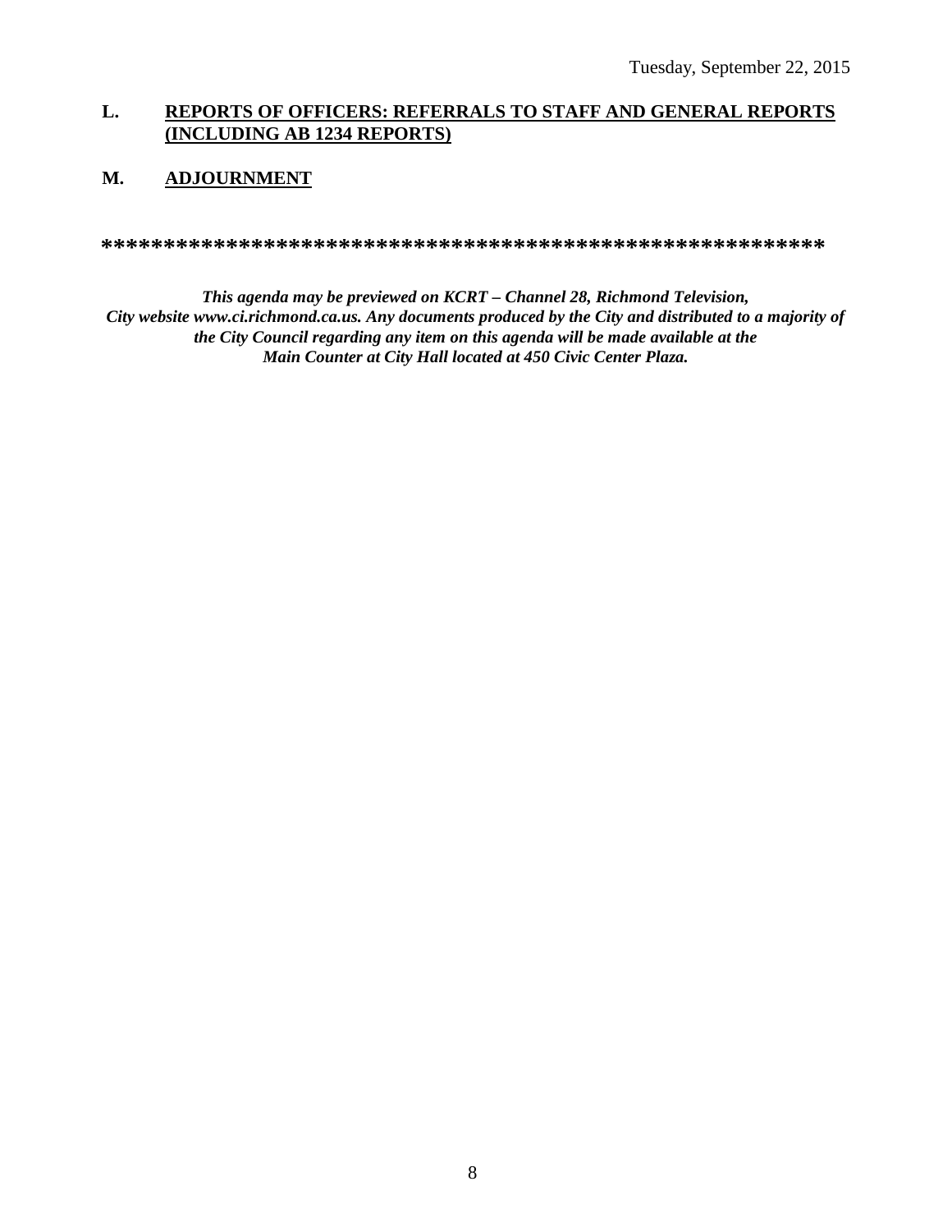Tuesday, September 22, 2015

## L. REPORTS OF OFFICERS: REFERRALS TO STAFF AND GENERAL REPORTS (INCLUDING AB 1234 REPORTS)

## M. ADJOURNMENT

**********************************************************

***This agenda may be previewed on KCRT – Channel 28, Richmond Television, City website www.ci.richmond.ca.us. Any documents produced by the City and distributed to a majority of the City Council regarding any item on this agenda will be made available at the Main Counter at City Hall located at 450 Civic Center Plaza.***